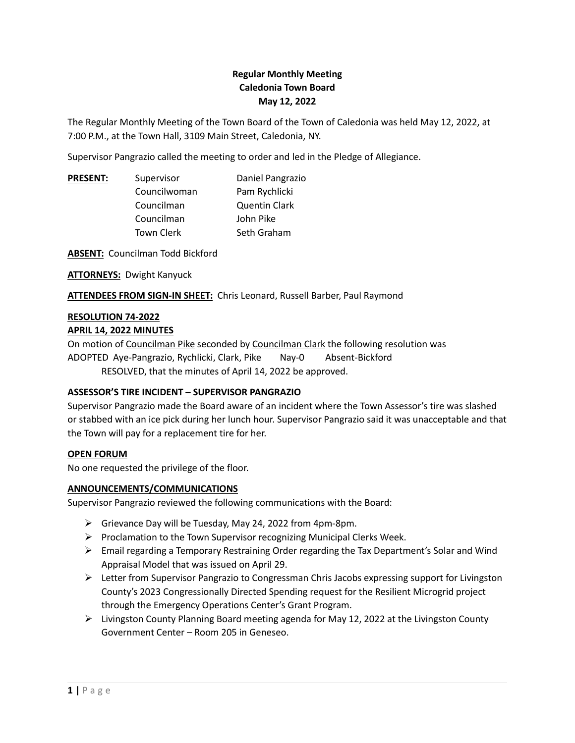**Regular Monthly Meeting**
**Caledonia Town Board**
**May 12, 2022**

The Regular Monthly Meeting of the Town Board of the Town of Caledonia was held May 12, 2022, at 7:00 P.M., at the Town Hall, 3109 Main Street, Caledonia, NY.

Supervisor Pangrazio called the meeting to order and led in the Pledge of Allegiance.

| **PRESENT:** | Supervisor | Daniel Pangrazio |
|---|---|---|
| | Councilwoman | Pam Rychlicki |
| | Councilman | Quentin Clark |
| | Councilman | John Pike |
| | Town Clerk | Seth Graham |

**ABSENT:** Councilman Todd Bickford

**ATTORNEYS:** Dwight Kanyuck

**ATTENDEES FROM SIGN-IN SHEET:** Chris Leonard, Russell Barber, Paul Raymond

**RESOLUTION 74-2022**
**APRIL 14, 2022 MINUTES**

On motion of Councilman Pike seconded by Councilman Clark the following resolution was ADOPTED Aye-Pangrazio, Rychlicki, Clark, Pike Nay-0 Absent-Bickford

RESOLVED, that the minutes of April 14, 2022 be approved.

**ASSESSOR'S TIRE INCIDENT – SUPERVISOR PANGRAZIO**

Supervisor Pangrazio made the Board aware of an incident where the Town Assessor's tire was slashed or stabbed with an ice pick during her lunch hour. Supervisor Pangrazio said it was unacceptable and that the Town will pay for a replacement tire for her.

**OPEN FORUM**

No one requested the privilege of the floor.

**ANNOUNCEMENTS/COMMUNICATIONS**

Supervisor Pangrazio reviewed the following communications with the Board:

- Grievance Day will be Tuesday, May 24, 2022 from 4pm-8pm.
- Proclamation to the Town Supervisor recognizing Municipal Clerks Week.
- Email regarding a Temporary Restraining Order regarding the Tax Department's Solar and Wind Appraisal Model that was issued on April 29.
- Letter from Supervisor Pangrazio to Congressman Chris Jacobs expressing support for Livingston County's 2023 Congressionally Directed Spending request for the Resilient Microgrid project through the Emergency Operations Center's Grant Program.
- Livingston County Planning Board meeting agenda for May 12, 2022 at the Livingston County Government Center – Room 205 in Geneseo.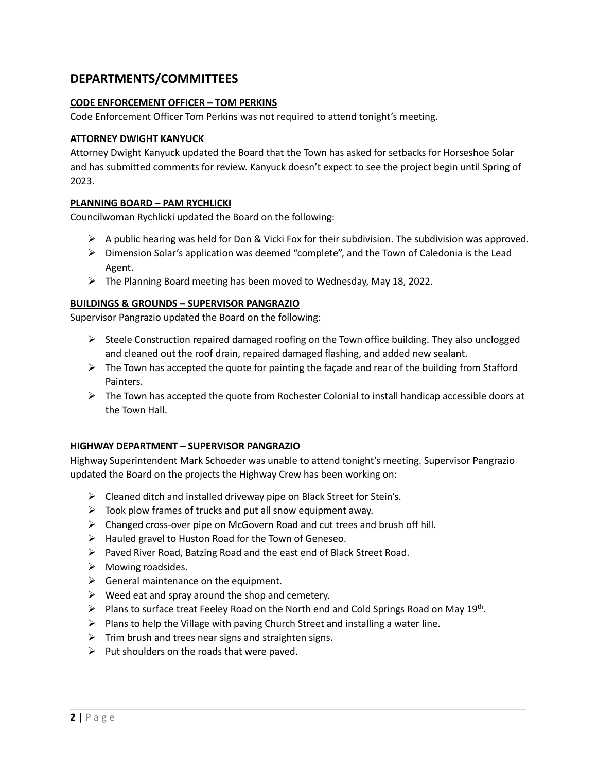## DEPARTMENTS/COMMITTEES

### CODE ENFORCEMENT OFFICER – TOM PERKINS

Code Enforcement Officer Tom Perkins was not required to attend tonight's meeting.

### ATTORNEY DWIGHT KANYUCK

Attorney Dwight Kanyuck updated the Board that the Town has asked for setbacks for Horseshoe Solar and has submitted comments for review. Kanyuck doesn't expect to see the project begin until Spring of 2023.

### PLANNING BOARD – PAM RYCHLICKI

Councilwoman Rychlicki updated the Board on the following:

- A public hearing was held for Don & Vicki Fox for their subdivision. The subdivision was approved.
- Dimension Solar's application was deemed "complete", and the Town of Caledonia is the Lead Agent.
- The Planning Board meeting has been moved to Wednesday, May 18, 2022.

### BUILDINGS & GROUNDS – SUPERVISOR PANGRAZIO

Supervisor Pangrazio updated the Board on the following:

- Steele Construction repaired damaged roofing on the Town office building. They also unclogged and cleaned out the roof drain, repaired damaged flashing, and added new sealant.
- The Town has accepted the quote for painting the façade and rear of the building from Stafford Painters.
- The Town has accepted the quote from Rochester Colonial to install handicap accessible doors at the Town Hall.

### HIGHWAY DEPARTMENT – SUPERVISOR PANGRAZIO

Highway Superintendent Mark Schoeder was unable to attend tonight's meeting. Supervisor Pangrazio updated the Board on the projects the Highway Crew has been working on:

- Cleaned ditch and installed driveway pipe on Black Street for Stein's.
- Took plow frames of trucks and put all snow equipment away.
- Changed cross-over pipe on McGovern Road and cut trees and brush off hill.
- Hauled gravel to Huston Road for the Town of Geneseo.
- Paved River Road, Batzing Road and the east end of Black Street Road.
- Mowing roadsides.
- General maintenance on the equipment.
- Weed eat and spray around the shop and cemetery.
- Plans to surface treat Feeley Road on the North end and Cold Springs Road on May 19th.
- Plans to help the Village with paving Church Street and installing a water line.
- Trim brush and trees near signs and straighten signs.
- Put shoulders on the roads that were paved.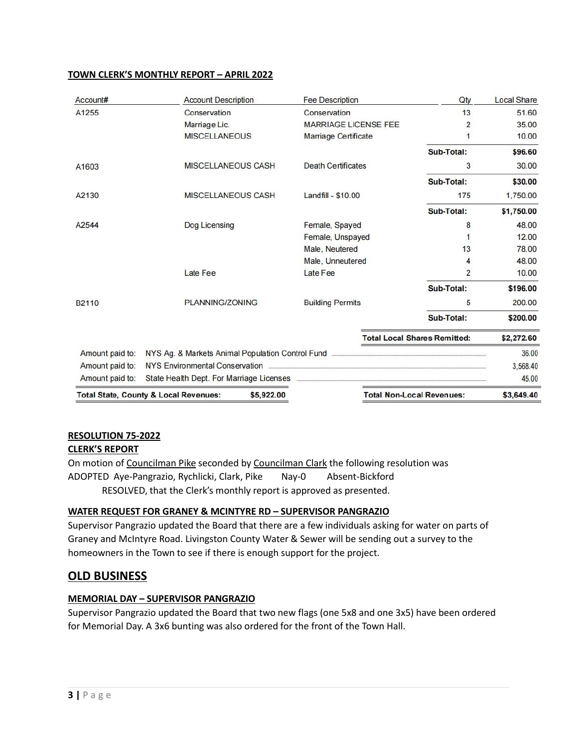**TOWN CLERK'S MONTHLY REPORT – APRIL 2022**

| Account# | Account Description | Fee Description | Qty | Local Share |
|---|---|---|---|---|
| A1255 | Conservation | Conservation | 13 | 51.60 |
| | Marriage Lic. | MARRIAGE LICENSE FEE | 2 | 35.00 |
| | MISCELLANEOUS | Marriage Certificate | 1 | 10.00 |
| | | | **Sub-Total:** | **$96.60** |
| A1603 | MISCELLANEOUS CASH | Death Certificates | 3 | 30.00 |
| | | | **Sub-Total:** | **$30.00** |
| A2130 | MISCELLANEOUS CASH | Landfill - $10.00 | 175 | 1,750.00 |
| | | | **Sub-Total:** | **$1,750.00** |
| A2544 | Dog Licensing | Female, Spayed | 8 | 48.00 |
| | | Female, Unspayed | 1 | 12.00 |
| | | Male, Neutered | 13 | 78.00 |
| | | Male, Unneutered | 4 | 48.00 |
| | Late Fee | Late Fee | 2 | 10.00 |
| | | | **Sub-Total:** | **$196.00** |
| B2110 | PLANNING/ZONING | Building Permits | 5 | 200.00 |
| | | | **Sub-Total:** | **$200.00** |
| | | **Total Local Shares Remitted:** | | **$2,272.60** |

| | | |
|---|---|---|
| Amount paid to: | NYS Ag. & Markets Animal Population Control Fund | 36.00 |
| Amount paid to: | NYS Environmental Conservation | 3,568.40 |
| Amount paid to: | State Health Dept. For Marriage Licenses | 45.00 |

**Total State, County & Local Revenues: $5,922.00** **Total Non-Local Revenues: $3,649.40**

**RESOLUTION 75-2022**
**CLERK'S REPORT**
On motion of Councilman Pike seconded by Councilman Clark the following resolution was ADOPTED Aye-Pangrazio, Rychlicki, Clark, Pike Nay-0 Absent-Bickford

RESOLVED, that the Clerk's monthly report is approved as presented.

**WATER REQUEST FOR GRANEY & MCINTYRE RD – SUPERVISOR PANGRAZIO**
Supervisor Pangrazio updated the Board that there are a few individuals asking for water on parts of Graney and McIntyre Road. Livingston County Water & Sewer will be sending out a survey to the homeowners in the Town to see if there is enough support for the project.

## OLD BUSINESS

**MEMORIAL DAY – SUPERVISOR PANGRAZIO**
Supervisor Pangrazio updated the Board that two new flags (one 5x8 and one 3x5) have been ordered for Memorial Day. A 3x6 bunting was also ordered for the front of the Town Hall.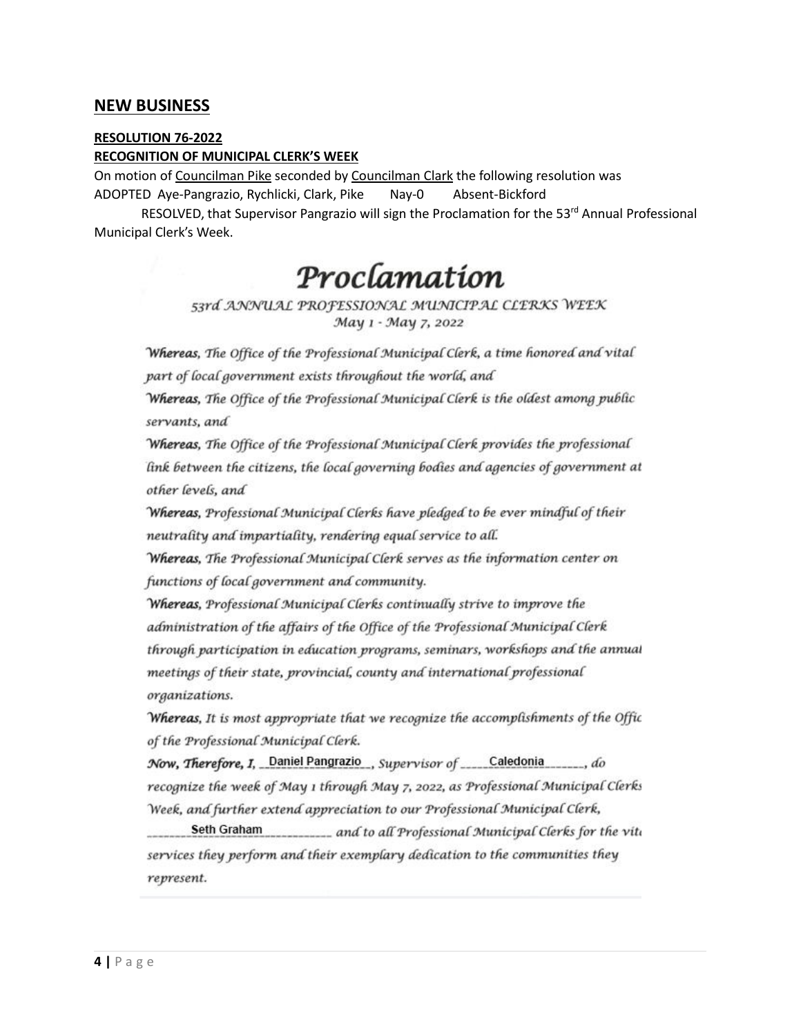## NEW BUSINESS

**RESOLUTION 76-2022**

**RECOGNITION OF MUNICIPAL CLERK'S WEEK**

On motion of Councilman Pike seconded by Councilman Clark the following resolution was ADOPTED Aye-Pangrazio, Rychlicki, Clark, Pike Nay-0 Absent-Bickford

RESOLVED, that Supervisor Pangrazio will sign the Proclamation for the 53rd Annual Professional Municipal Clerk's Week.

# *Proclamation*

*53rd ANNUAL PROFESSIONAL MUNICIPAL CLERKS WEEK*

*May 1 - May 7, 2022*

***Whereas**, The Office of the Professional Municipal Clerk, a time honored and vital part of local government exists throughout the world, and*

***Whereas**, The Office of the Professional Municipal Clerk is the oldest among public servants, and*

***Whereas**, The Office of the Professional Municipal Clerk provides the professional link between the citizens, the local governing bodies and agencies of government at other levels, and*

***Whereas**, Professional Municipal Clerks have pledged to be ever mindful of their neutrality and impartiality, rendering equal service to all.*

***Whereas**, The Professional Municipal Clerk serves as the information center on functions of local government and community.*

***Whereas**, Professional Municipal Clerks continually strive to improve the administration of the affairs of the Office of the Professional Municipal Clerk through participation in education programs, seminars, workshops and the annual meetings of their state, provincial, county and international professional organizations.*

***Whereas**, It is most appropriate that we recognize the accomplishments of the Office of the Professional Municipal Clerk.*

***Now, Therefore**, I, __Daniel Pangrazio__, Supervisor of ____Caledonia______, do recognize the week of May 1 through May 7, 2022, as Professional Municipal Clerks Week, and further extend appreciation to our Professional Municipal Clerk, _______Seth Graham__________ and to all Professional Municipal Clerks for the vital services they perform and their exemplary dedication to the communities they represent.*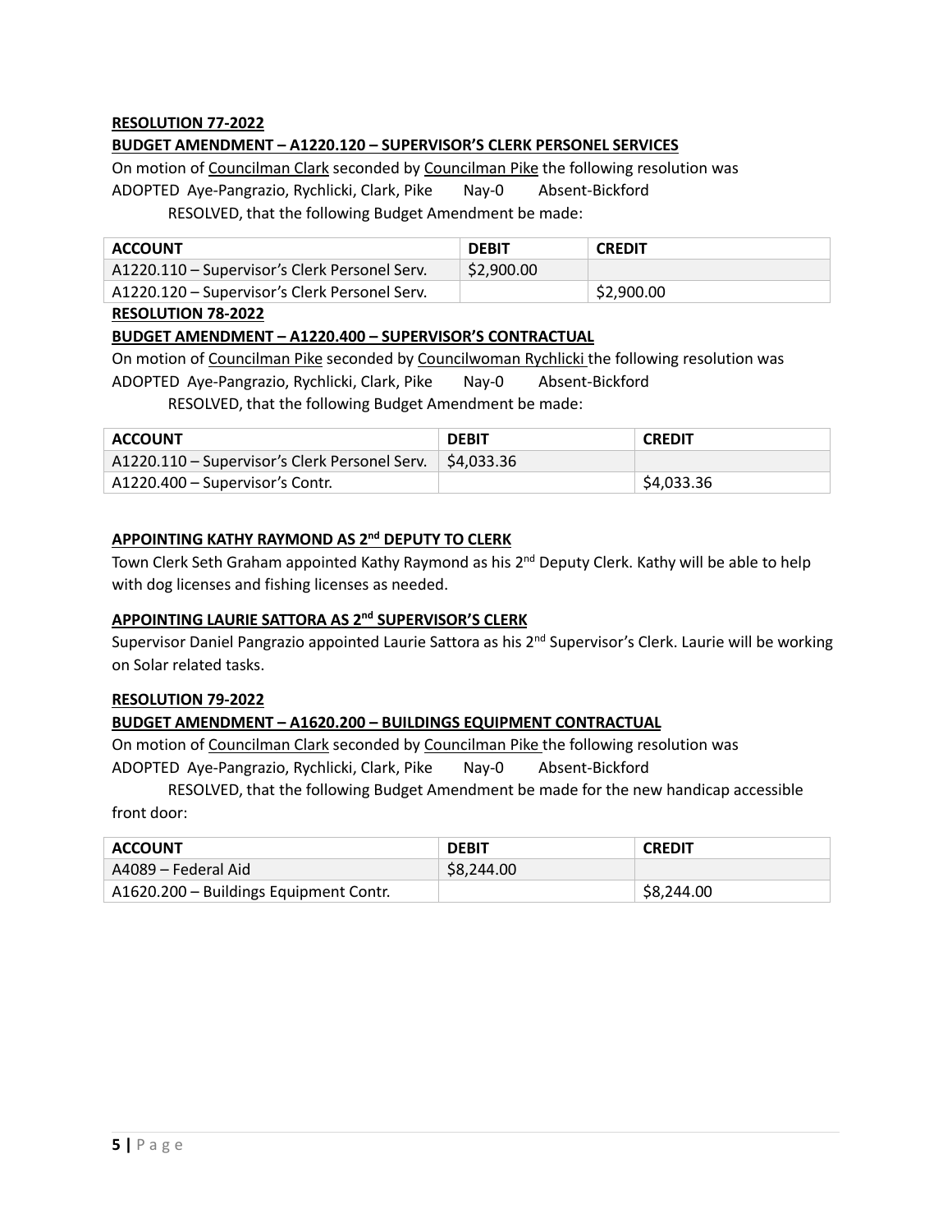**RESOLUTION 77-2022**

**BUDGET AMENDMENT – A1220.120 – SUPERVISOR'S CLERK PERSONEL SERVICES**

On motion of Councilman Clark seconded by Councilman Pike the following resolution was ADOPTED Aye-Pangrazio, Rychlicki, Clark, Pike Nay-0 Absent-Bickford

RESOLVED, that the following Budget Amendment be made:

| ACCOUNT | DEBIT | CREDIT |
|---|---|---|
| A1220.110 – Supervisor's Clerk Personel Serv. | $2,900.00 | |
| A1220.120 – Supervisor's Clerk Personel Serv. | | $2,900.00 |

**RESOLUTION 78-2022**

**BUDGET AMENDMENT – A1220.400 – SUPERVISOR'S CONTRACTUAL**

On motion of Councilman Pike seconded by Councilwoman Rychlicki the following resolution was ADOPTED Aye-Pangrazio, Rychlicki, Clark, Pike Nay-0 Absent-Bickford

RESOLVED, that the following Budget Amendment be made:

| ACCOUNT | DEBIT | CREDIT |
|---|---|---|
| A1220.110 – Supervisor's Clerk Personel Serv. | $4,033.36 | |
| A1220.400 – Supervisor's Contr. | | $4,033.36 |

**APPOINTING KATHY RAYMOND AS 2nd DEPUTY TO CLERK**

Town Clerk Seth Graham appointed Kathy Raymond as his 2nd Deputy Clerk. Kathy will be able to help with dog licenses and fishing licenses as needed.

**APPOINTING LAURIE SATTORA AS 2nd SUPERVISOR'S CLERK**

Supervisor Daniel Pangrazio appointed Laurie Sattora as his 2nd Supervisor's Clerk. Laurie will be working on Solar related tasks.

**RESOLUTION 79-2022**

**BUDGET AMENDMENT – A1620.200 – BUILDINGS EQUIPMENT CONTRACTUAL**

On motion of Councilman Clark seconded by Councilman Pike the following resolution was ADOPTED Aye-Pangrazio, Rychlicki, Clark, Pike Nay-0 Absent-Bickford

RESOLVED, that the following Budget Amendment be made for the new handicap accessible front door:

| ACCOUNT | DEBIT | CREDIT |
|---|---|---|
| A4089 – Federal Aid | $8,244.00 | |
| A1620.200 – Buildings Equipment Contr. | | $8,244.00 |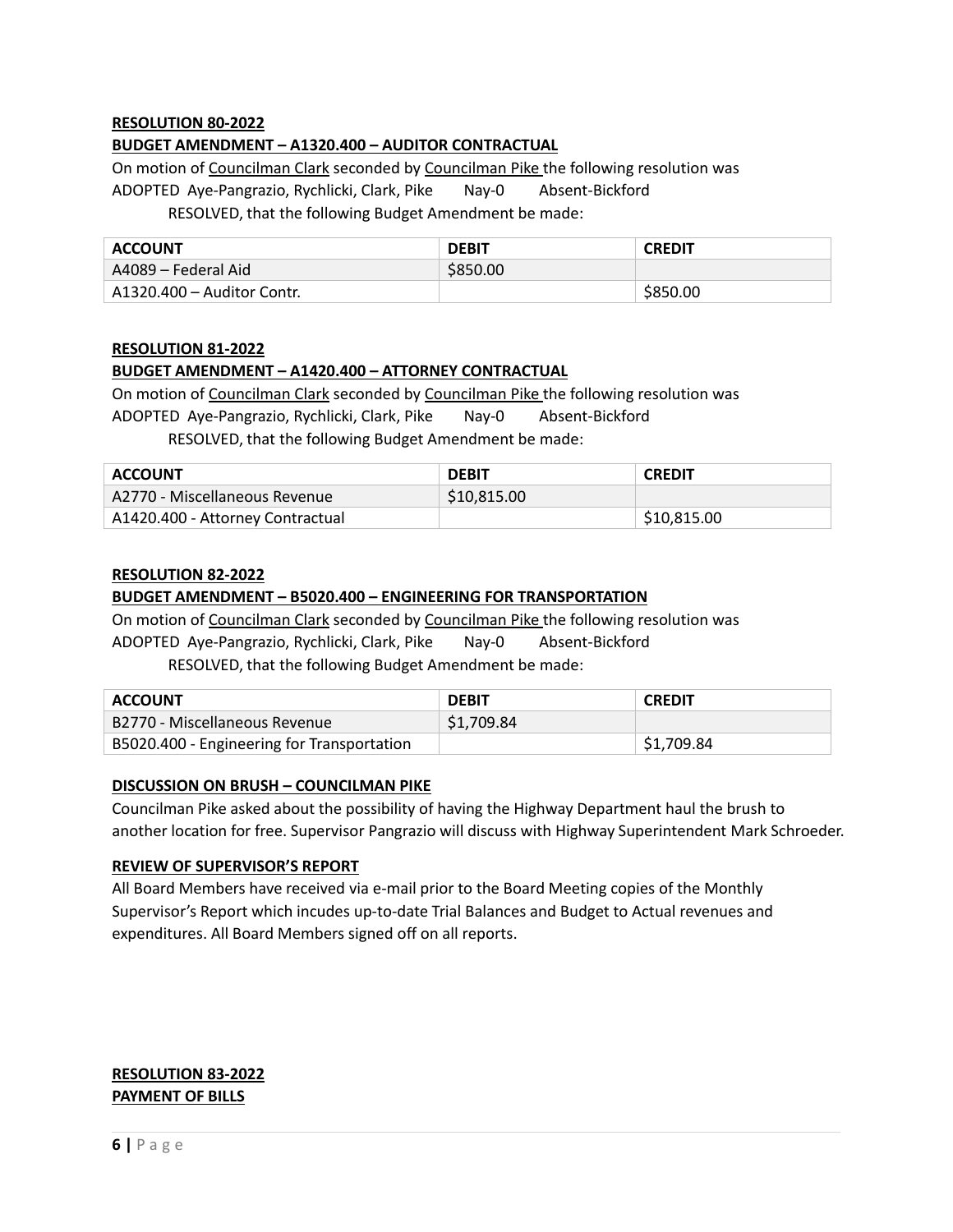**RESOLUTION 80-2022**

**BUDGET AMENDMENT – A1320.400 – AUDITOR CONTRACTUAL**

On motion of Councilman Clark seconded by Councilman Pike the following resolution was ADOPTED Aye-Pangrazio, Rychlicki, Clark, Pike Nay-0 Absent-Bickford

RESOLVED, that the following Budget Amendment be made:

| ACCOUNT | DEBIT | CREDIT |
|---|---|---|
| A4089 – Federal Aid | $850.00 | |
| A1320.400 – Auditor Contr. | | $850.00 |

**RESOLUTION 81-2022**

**BUDGET AMENDMENT – A1420.400 – ATTORNEY CONTRACTUAL**

On motion of Councilman Clark seconded by Councilman Pike the following resolution was ADOPTED Aye-Pangrazio, Rychlicki, Clark, Pike Nay-0 Absent-Bickford

RESOLVED, that the following Budget Amendment be made:

| ACCOUNT | DEBIT | CREDIT |
|---|---|---|
| A2770 - Miscellaneous Revenue | $10,815.00 | |
| A1420.400 - Attorney Contractual | | $10,815.00 |

**RESOLUTION 82-2022**

**BUDGET AMENDMENT – B5020.400 – ENGINEERING FOR TRANSPORTATION**

On motion of Councilman Clark seconded by Councilman Pike the following resolution was ADOPTED Aye-Pangrazio, Rychlicki, Clark, Pike Nay-0 Absent-Bickford

RESOLVED, that the following Budget Amendment be made:

| ACCOUNT | DEBIT | CREDIT |
|---|---|---|
| B2770 - Miscellaneous Revenue | $1,709.84 | |
| B5020.400 - Engineering for Transportation | | $1,709.84 |

**DISCUSSION ON BRUSH – COUNCILMAN PIKE**

Councilman Pike asked about the possibility of having the Highway Department haul the brush to another location for free. Supervisor Pangrazio will discuss with Highway Superintendent Mark Schroeder.

**REVIEW OF SUPERVISOR'S REPORT**

All Board Members have received via e-mail prior to the Board Meeting copies of the Monthly Supervisor's Report which incudes up-to-date Trial Balances and Budget to Actual revenues and expenditures. All Board Members signed off on all reports.

**RESOLUTION 83-2022**

**PAYMENT OF BILLS**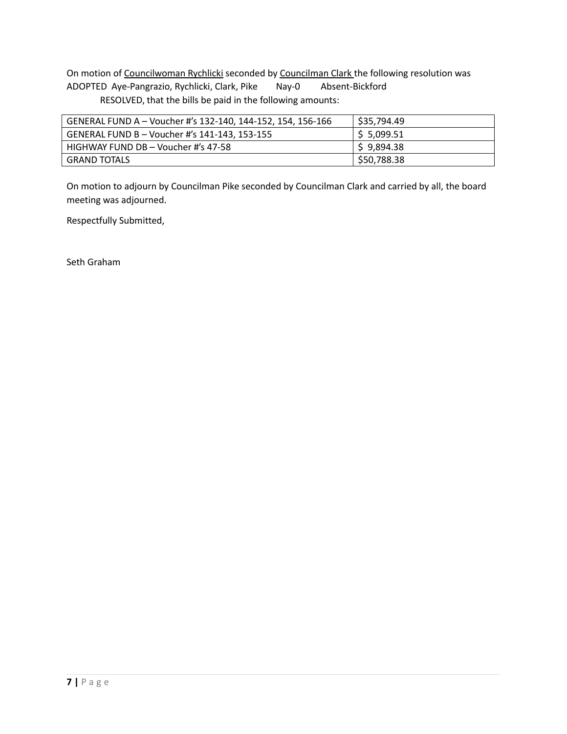On motion of Councilwoman Rychlicki seconded by Councilman Clark the following resolution was ADOPTED Aye-Pangrazio, Rychlicki, Clark, Pike Nay-0 Absent-Bickford

RESOLVED, that the bills be paid in the following amounts:

| | |
|---|---|
| GENERAL FUND A – Voucher #'s 132-140, 144-152, 154, 156-166 | $35,794.49 |
| GENERAL FUND B – Voucher #'s 141-143, 153-155 | $ 5,099.51 |
| HIGHWAY FUND DB – Voucher #'s 47-58 | $ 9,894.38 |
| GRAND TOTALS | $50,788.38 |

On motion to adjourn by Councilman Pike seconded by Councilman Clark and carried by all, the board meeting was adjourned.

Respectfully Submitted,

Seth Graham